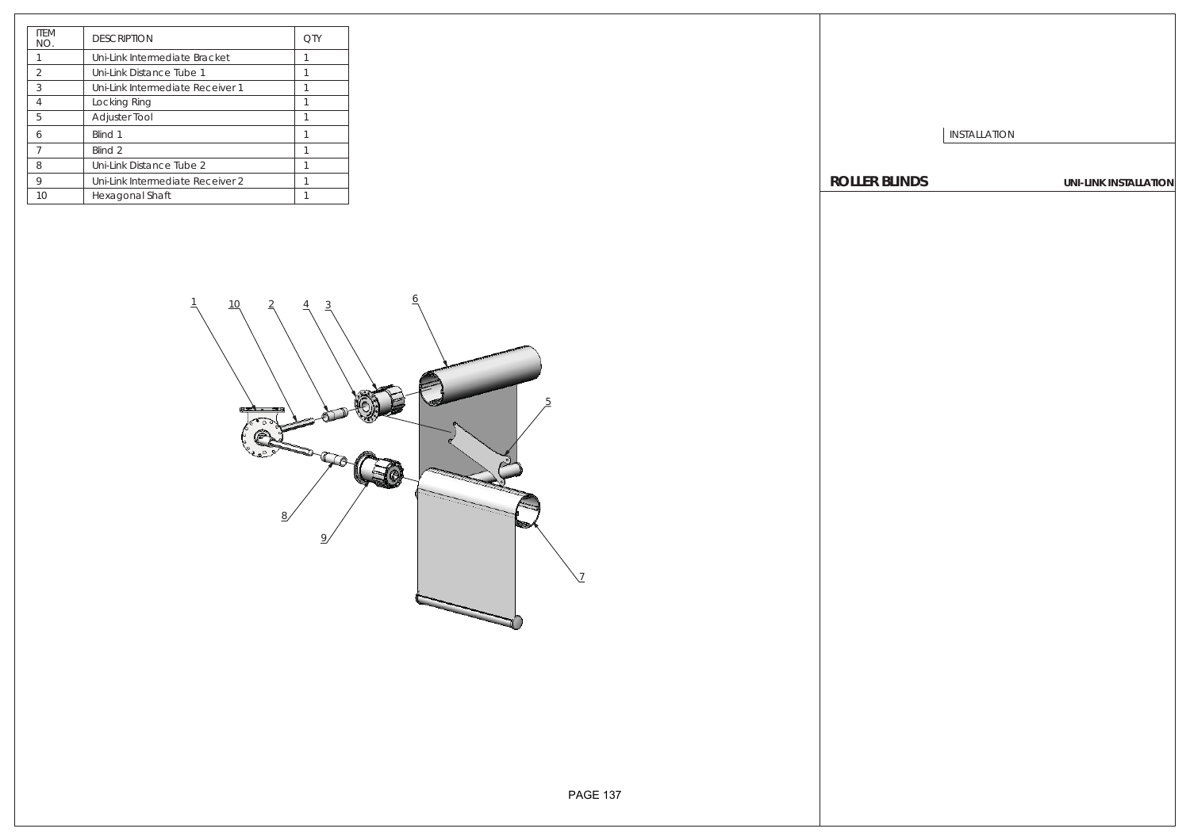| ITEM NO. | DESCRIPTION | QTY |
| --- | --- | --- |
| 1 | Uni-Link Intermediate Bracket | 1 |
| 2 | Uni-Link Distance Tube 1 | 1 |
| 3 | Uni-Link Intermediate Receiver 1 | 1 |
| 4 | Locking Ring | 1 |
| 5 | Adjuster Tool | 1 |
| 6 | Blind 1 | 1 |
| 7 | Blind 2 | 1 |
| 8 | Uni-Link Distance Tube 2 | 1 |
| 9 | Uni-Link Intermediate Receiver 2 | 1 |
| 10 | Hexagonal Shaft | 1 |

INSTALLATION

**ROLLER BLINDS** **UNI-LINK INSTALLATION**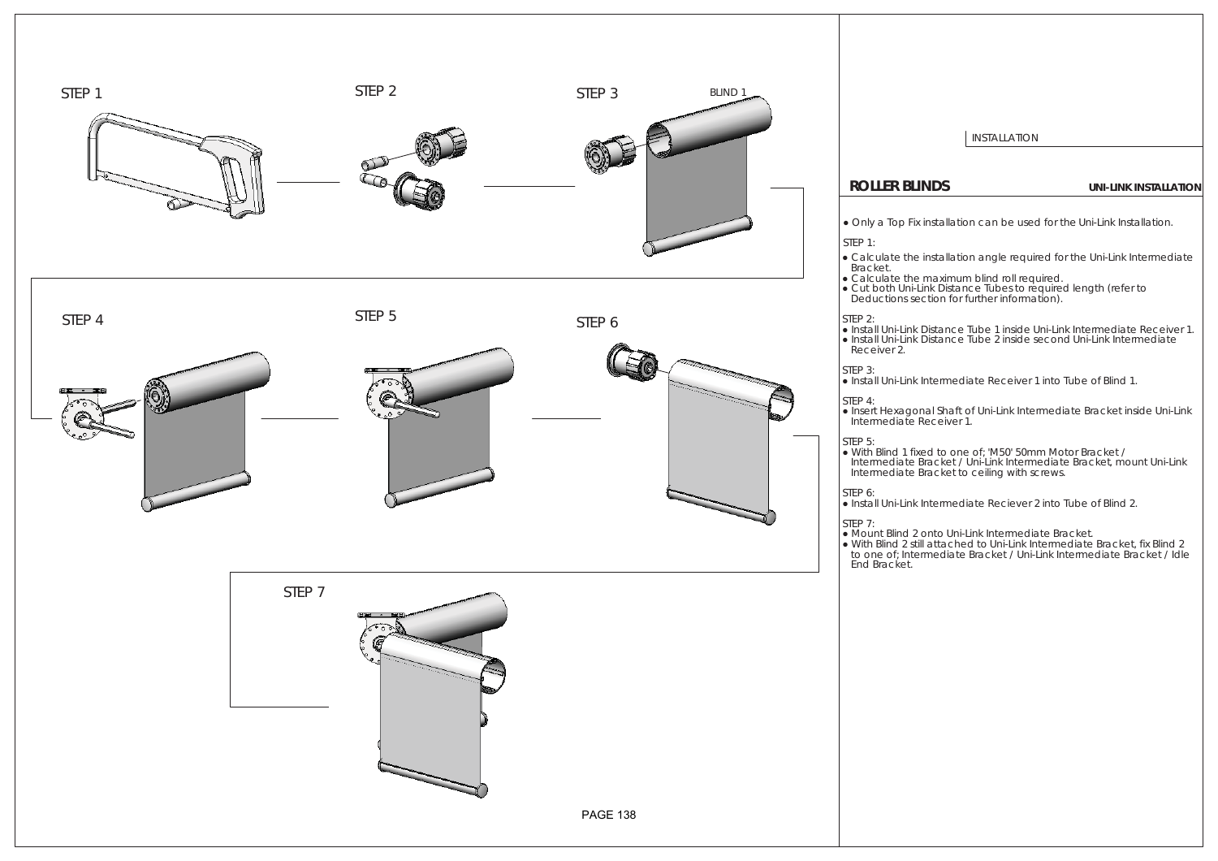INSTALLATION

## ROLLER BLINDS

**UNI-LINK INSTALLATION**

- Only a Top Fix installation can be used for the Uni-Link Installation.

STEP 1:

- Calculate the installation angle required for the Uni-Link Intermediate Bracket.
- Calculate the maximum blind roll required.
- Cut both Uni-Link Distance Tubes to required length (refer to Deductions section for further information).

STEP 2:

- Install Uni-Link Distance Tube 1 inside Uni-Link Intermediate Receiver 1.
- Install Uni-Link Distance Tube 2 inside second Uni-Link Intermediate Receiver 2.

STEP 3:

- Install Uni-Link Intermediate Receiver 1 into Tube of Blind 1.

STEP 4:

- Insert Hexagonal Shaft of Uni-Link Intermediate Bracket inside Uni-Link Intermediate Receiver 1.

STEP 5:

- With Blind 1 fixed to one of; 'M50' 50mm Motor Bracket / Intermediate Bracket / Uni-Link Intermediate Bracket, mount Uni-Link Intermediate Bracket to ceiling with screws.

STEP 6:

- Install Uni-Link Intermediate Reciever 2 into Tube of Blind 2.

STEP 7:

- Mount Blind 2 onto Uni-Link Intermediate Bracket.
- With Blind 2 still attached to Uni-Link Intermediate Bracket, fix Blind 2 to one of; Intermediate Bracket / Uni-Link Intermediate Bracket / Idle End Bracket.

STEP 1

STEP 2

STEP 3

BLIND 1

STEP 4

STEP 5

STEP 6

STEP 7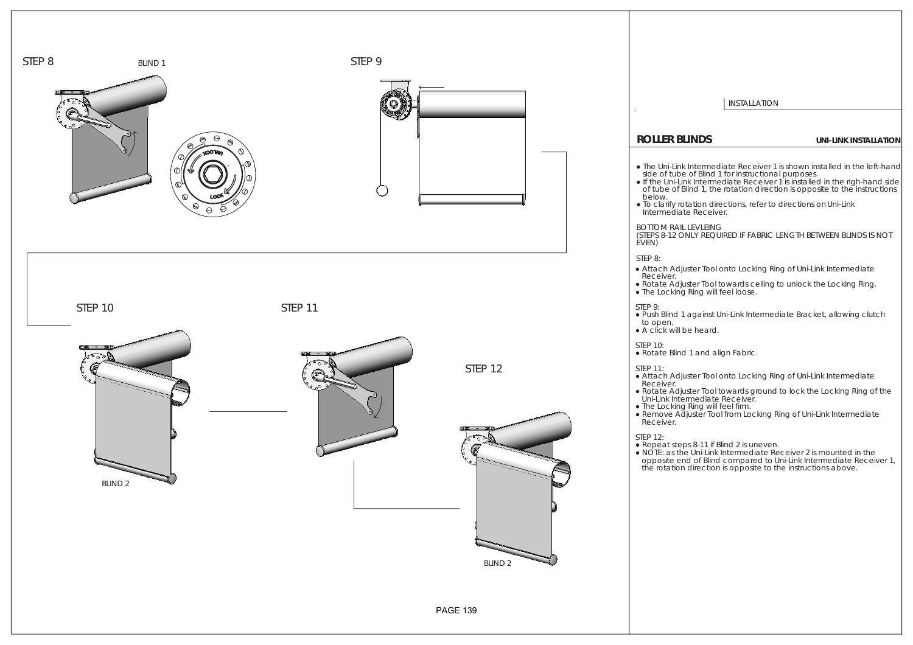STEP 8

BLIND 1

STEP 9

STEP 10

STEP 11

STEP 12

BLIND 2

BLIND 2

INSTALLATION

## ROLLER BLINDS

**UNI-LINK INSTALLATION**

- The Uni-Link Intermediate Receiver 1 is shown installed in the left-hand side of tube of Blind 1 for instructional purposes.
- If the Uni-Link Intermediate Receiver 1 is installed in the righ-hand side of tube of Blind 1, the rotation direction is opposite to the instructions below.
- To clarify rotation directions, refer to directions on Uni-Link Intermediate Receiver.

BOTTOM RAIL LEVLEING
(STEPS 8-12 ONLY REQUIRED IF FABRIC LENGTH BETWEEN BLINDS IS NOT EVEN)

STEP 8:
- Attach Adjuster Tool onto Locking Ring of Uni-Link Intermediate Receiver.
- Rotate Adjuster Tool towards ceiling to unlock the Locking Ring.
- The Locking Ring will feel loose.

STEP 9:
- Push Blind 1 against Uni-Link Intermediate Bracket, allowing clutch to open.
- A click will be heard.

STEP 10:
- Rotate Blind 1 and align Fabric.

STEP 11:
- Attach Adjuster Tool onto Locking Ring of Uni-Link Intermediate Receiver.
- Rotate Adjuster Tool towards ground to lock the Locking Ring of the Uni-Link Intermediate Receiver.
- The Locking Ring will feel firm.
- Remove Adjuster Tool from Locking Ring of Uni-Link Intermediate Receiver.

STEP 12:
- Repeat steps 8-11 if Blind 2 is uneven.
- NOTE: as the Uni-Link Intermediate Receiver 2 is mounted in the opposite end of Blind compared to Uni-Link Intermediate Receiver 1, the rotation direction is opposite to the instructions above.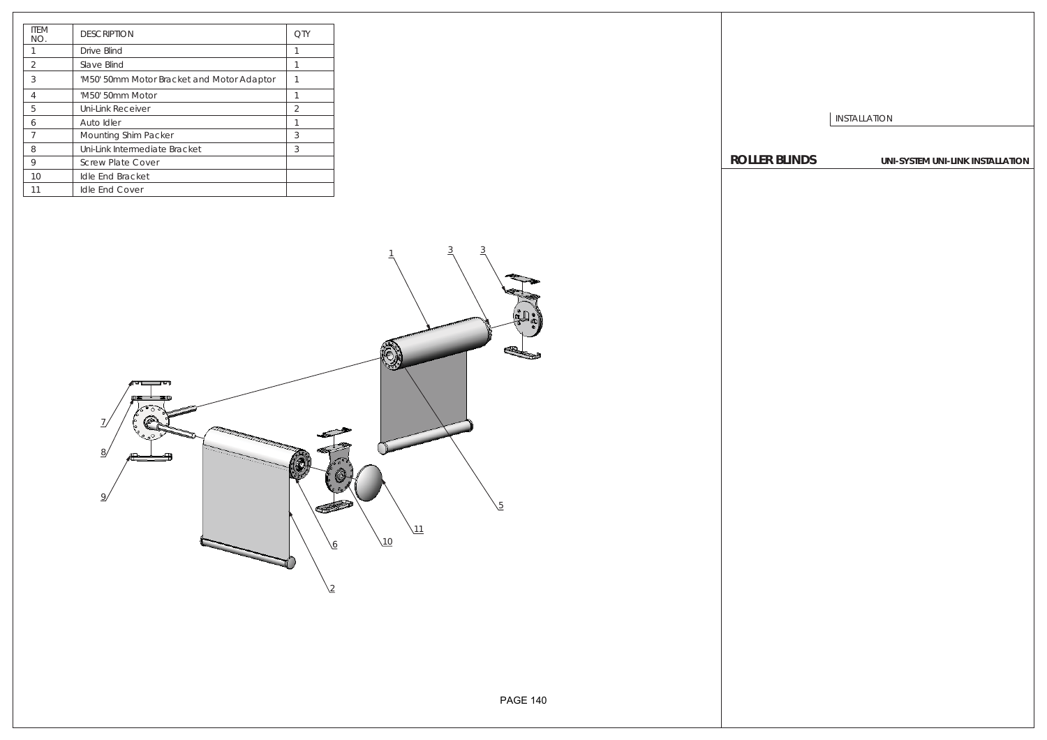# ROLLER BLINDS

## UNI-SYSTEM UNI-LINK INSTALLATION

INSTALLATION

| ITEM NO. | DESCRIPTION | QTY |
|---|---|---|
| 1 | Drive Blind | 1 |
| 2 | Slave Blind | 1 |
| 3 | 'M50' 50mm Motor Bracket and Motor Adaptor | 1 |
| 4 | 'M50' 50mm Motor | 1 |
| 5 | Uni-Link Receiver | 2 |
| 6 | Auto Idler | 1 |
| 7 | Mounting Shim Packer | 3 |
| 8 | Uni-Link Intermediate Bracket | 3 |
| 9 | Screw Plate Cover | |
| 10 | Idle End Bracket | |
| 11 | Idle End Cover | |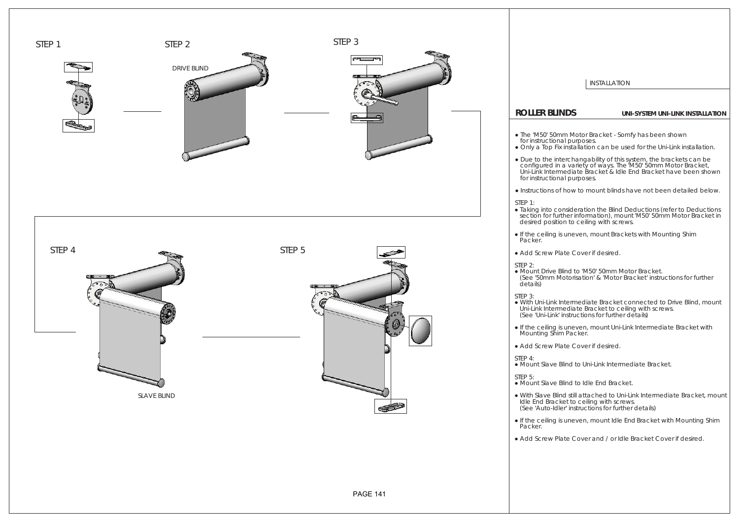STEP 1

STEP 2

DRIVE BLIND

STEP 3

STEP 4

SLAVE BLIND

STEP 5

INSTALLATION

## ROLLER BLINDS

### UNI-SYSTEM UNI-LINK INSTALLATION

- The 'M50' 50mm Motor Bracket - Somfy has been shown for instructional purposes.
- Only a Top Fix installation can be used for the Uni-Link installation.
- Due to the interchangability of this system, the brackets can be configured in a variety of ways. The 'M50' 50mm Motor Bracket, Uni-Link Intermediate Bracket & Idle End Bracket have been shown for instructional purposes.
- Instructions of how to mount blinds have not been detailed below.

STEP 1:

- Taking into consideration the Blind Deductions (refer to Deductions section for further information), mount 'M50' 50mm Motor Bracket in desired position to ceiling with screws.
- If the ceiling is uneven, mount Brackets with Mounting Shim Packer.
- Add Screw Plate Cover if desired.

STEP 2:

- Mount Drive Blind to 'M50' 50mm Motor Bracket. (See '50mm Motorisation' & 'Motor Bracket' instructions for further details)

STEP 3:

- With Uni-Link Intermediate Bracket connected to Drive Blind, mount Uni-Link Intermediate Bracket to ceiling with screws. (See 'Uni-Link' instructions for further details)
- If the ceiling is uneven, mount Uni-Link Intermediate Bracket with Mounting Shim Packer.
- Add Screw Plate Cover if desired.

STEP 4:

- Mount Slave Blind to Uni-Link Intermediate Bracket.

STEP 5:

- Mount Slave Blind to Idle End Bracket.
- With Slave Blind still attached to Uni-Link Intermediate Bracket, mount Idle End Bracket to ceiling with screws. (See 'Auto-Idler' instructions for further details)
- If the ceiling is uneven, mount Idle End Bracket with Mounting Shim Packer.
- Add Screw Plate Cover and / or Idle Bracket Cover if desired.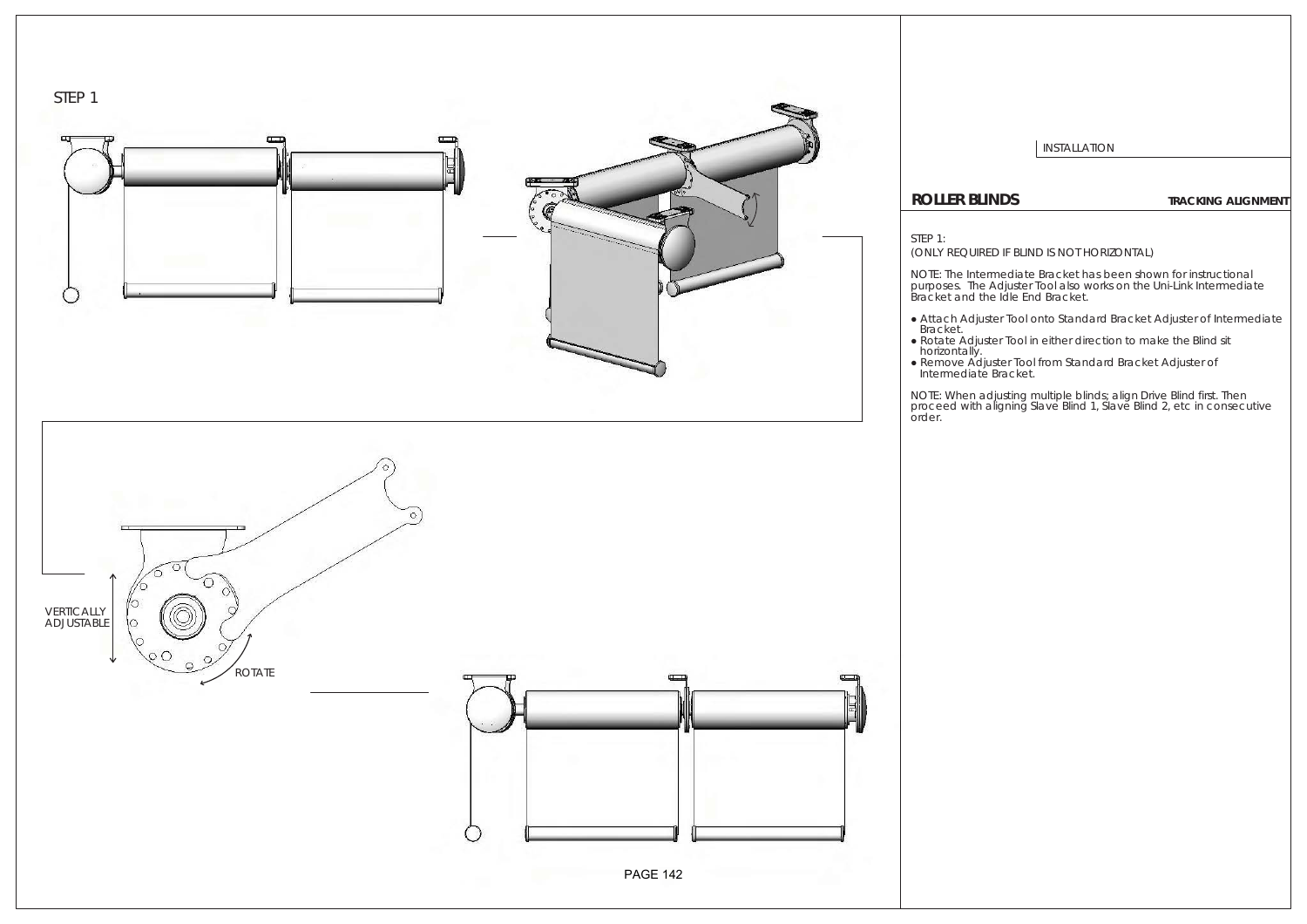STEP 1

VERTICALLY ADJUSTABLE

ROTATE

INSTALLATION

## ROLLER BLINDS

**TRACKING ALIGNMENT**

STEP 1:
(ONLY REQUIRED IF BLIND IS NOT HORIZONTAL)

NOTE: The Intermediate Bracket has been shown for instructional purposes. The Adjuster Tool also works on the Uni-Link Intermediate Bracket and the Idle End Bracket.

- Attach Adjuster Tool onto Standard Bracket Adjuster of Intermediate Bracket.
- Rotate Adjuster Tool in either direction to make the Blind sit horizontally.
- Remove Adjuster Tool from Standard Bracket Adjuster of Intermediate Bracket.

NOTE: When adjusting multiple blinds; align Drive Blind first. Then proceed with aligning Slave Blind 1, Slave Blind 2, etc in consecutive order.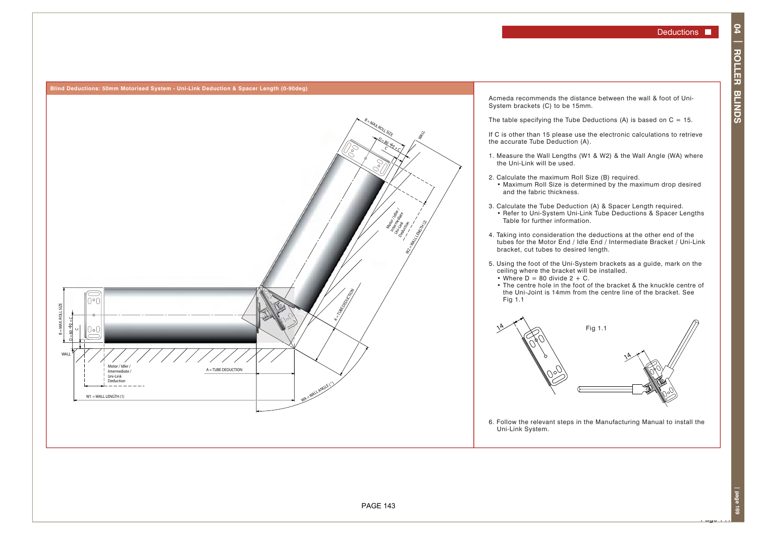## Deductions

### Blind Deductions: 50mm Motorised System - Uni-Link Deduction & Spacer Length (0-90deg)

B = MAX ROLL SIZE

D = 80 ÷ 2 + C

C

WALL

Motor / Idler / Intermediate / Uni-Link Deduction

W2 = WALL LENGTH (2)

A = TUBE DEDUCTION

W1 = WALL LENGTH (1)

WA = WALL ANGLE (°)

Acmeda recommends the distance between the wall & foot of Uni-System brackets (C) to be 15mm.

The table specifying the Tube Deductions (A) is based on C = 15.

If C is other than 15 please use the electronic calculations to retrieve the accurate Tube Deduction (A).

1. Measure the Wall Lengths (W1 & W2) & the Wall Angle (WA) where the Uni-Link will be used.
2. Calculate the maximum Roll Size (B) required.
   - Maximum Roll Size is determined by the maximum drop desired and the fabric thickness.
3. Calculate the Tube Deduction (A) & Spacer Length required.
   - Refer to Uni-System Uni-Link Tube Deductions & Spacer Lengths Table for further information.
4. Taking into consideration the deductions at the other end of the tubes for the Motor End / Idle End / Intermediate Bracket / Uni-Link bracket, cut tubes to desired length.
5. Using the foot of the Uni-System brackets as a guide, mark on the ceiling where the bracket will be installed.
   - Where D = 80 divide 2 + C.
   - The centre hole in the foot of the bracket & the knuckle centre of the Uni-Joint is 14mm from the centre line of the bracket. See Fig 1.1

Fig 1.1

14

14

6. Follow the relevant steps in the Manufacturing Manual to install the Uni-Link System.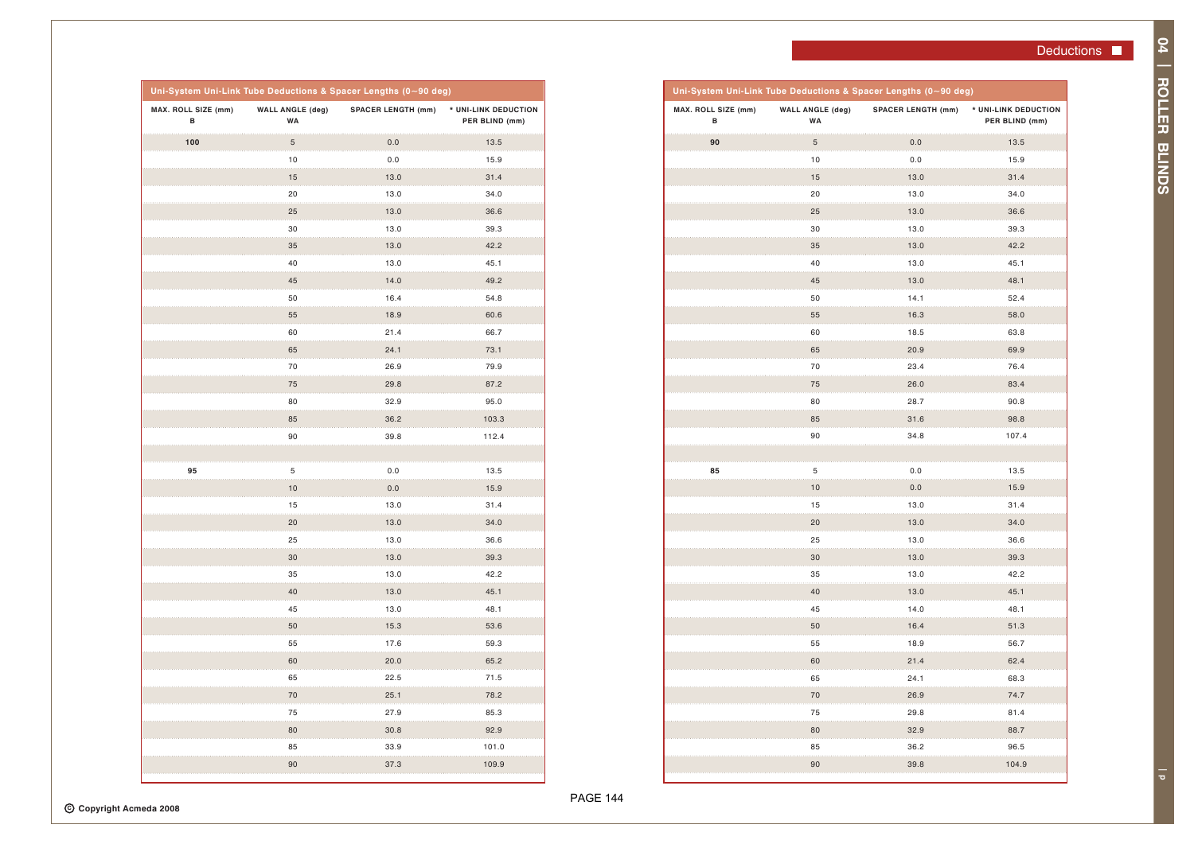## Deductions

### Uni-System Uni-Link Tube Deductions & Spacer Lengths (0~90 deg)

| MAX. ROLL SIZE (mm) B | WALL ANGLE (deg) WA | SPACER LENGTH (mm) | * UNI-LINK DEDUCTION PER BLIND (mm) |
|---|---|---|---|
| **100** | 5 | 0.0 | 13.5 |
| | 10 | 0.0 | 15.9 |
| | 15 | 13.0 | 31.4 |
| | 20 | 13.0 | 34.0 |
| | 25 | 13.0 | 36.6 |
| | 30 | 13.0 | 39.3 |
| | 35 | 13.0 | 42.2 |
| | 40 | 13.0 | 45.1 |
| | 45 | 14.0 | 49.2 |
| | 50 | 16.4 | 54.8 |
| | 55 | 18.9 | 60.6 |
| | 60 | 21.4 | 66.7 |
| | 65 | 24.1 | 73.1 |
| | 70 | 26.9 | 79.9 |
| | 75 | 29.8 | 87.2 |
| | 80 | 32.9 | 95.0 |
| | 85 | 36.2 | 103.3 |
| | 90 | 39.8 | 112.4 |
| | | | |
| **95** | 5 | 0.0 | 13.5 |
| | 10 | 0.0 | 15.9 |
| | 15 | 13.0 | 31.4 |
| | 20 | 13.0 | 34.0 |
| | 25 | 13.0 | 36.6 |
| | 30 | 13.0 | 39.3 |
| | 35 | 13.0 | 42.2 |
| | 40 | 13.0 | 45.1 |
| | 45 | 13.0 | 48.1 |
| | 50 | 15.3 | 53.6 |
| | 55 | 17.6 | 59.3 |
| | 60 | 20.0 | 65.2 |
| | 65 | 22.5 | 71.5 |
| | 70 | 25.1 | 78.2 |
| | 75 | 27.9 | 85.3 |
| | 80 | 30.8 | 92.9 |
| | 85 | 33.9 | 101.0 |
| | 90 | 37.3 | 109.9 |

### Uni-System Uni-Link Tube Deductions & Spacer Lengths (0~90 deg)

| MAX. ROLL SIZE (mm) B | WALL ANGLE (deg) WA | SPACER LENGTH (mm) | * UNI-LINK DEDUCTION PER BLIND (mm) |
|---|---|---|---|
| **90** | 5 | 0.0 | 13.5 |
| | 10 | 0.0 | 15.9 |
| | 15 | 13.0 | 31.4 |
| | 20 | 13.0 | 34.0 |
| | 25 | 13.0 | 36.6 |
| | 30 | 13.0 | 39.3 |
| | 35 | 13.0 | 42.2 |
| | 40 | 13.0 | 45.1 |
| | 45 | 13.0 | 48.1 |
| | 50 | 14.1 | 52.4 |
| | 55 | 16.3 | 58.0 |
| | 60 | 18.5 | 63.8 |
| | 65 | 20.9 | 69.9 |
| | 70 | 23.4 | 76.4 |
| | 75 | 26.0 | 83.4 |
| | 80 | 28.7 | 90.8 |
| | 85 | 31.6 | 98.8 |
| | 90 | 34.8 | 107.4 |
| | | | |
| **85** | 5 | 0.0 | 13.5 |
| | 10 | 0.0 | 15.9 |
| | 15 | 13.0 | 31.4 |
| | 20 | 13.0 | 34.0 |
| | 25 | 13.0 | 36.6 |
| | 30 | 13.0 | 39.3 |
| | 35 | 13.0 | 42.2 |
| | 40 | 13.0 | 45.1 |
| | 45 | 14.0 | 48.1 |
| | 50 | 16.4 | 51.3 |
| | 55 | 18.9 | 56.7 |
| | 60 | 21.4 | 62.4 |
| | 65 | 24.1 | 68.3 |
| | 70 | 26.9 | 74.7 |
| | 75 | 29.8 | 81.4 |
| | 80 | 32.9 | 88.7 |
| | 85 | 36.2 | 96.5 |
| | 90 | 39.8 | 104.9 |

© Copyright Acmeda 2008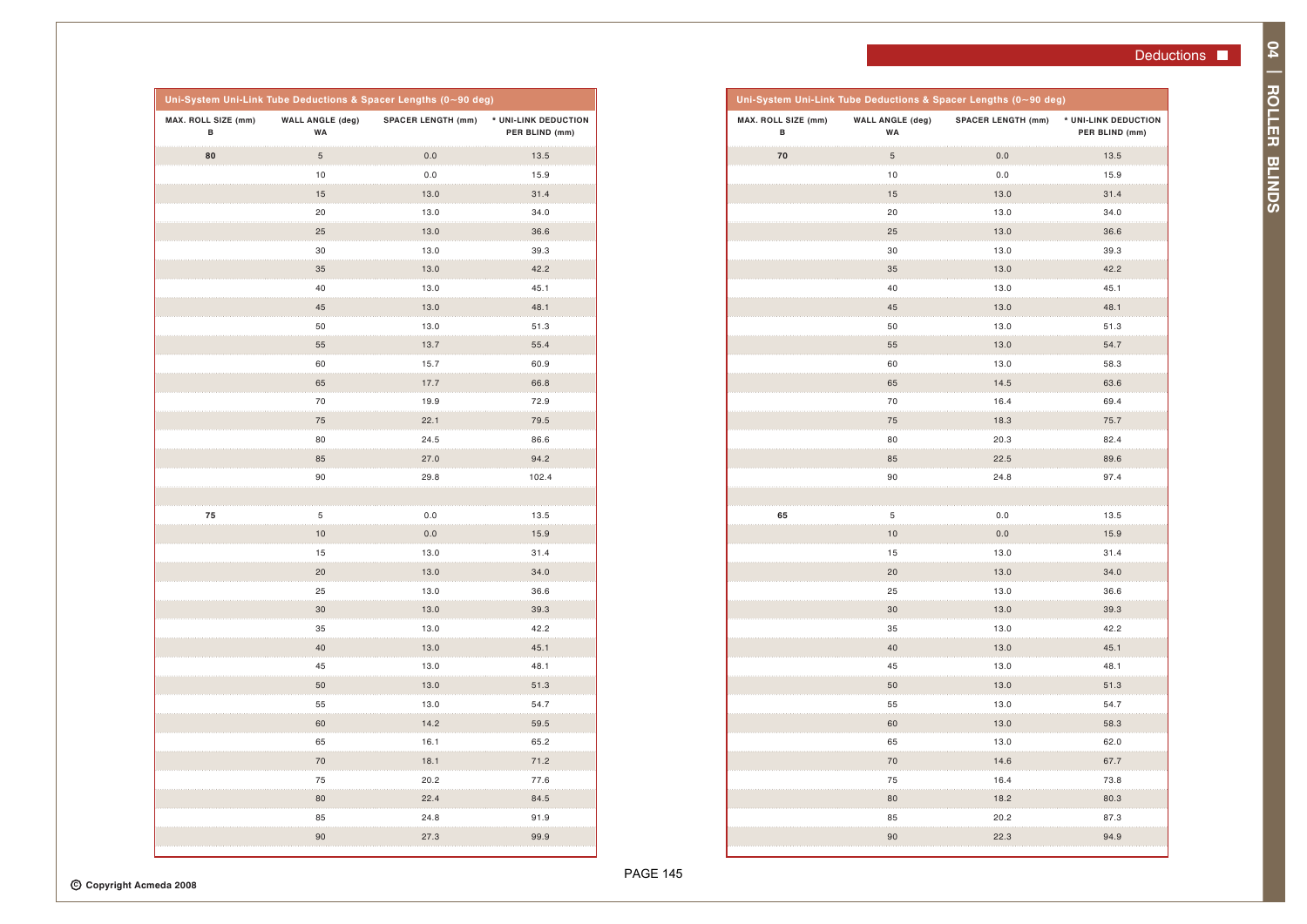## Deductions

### Uni-System Uni-Link Tube Deductions & Spacer Lengths (0~90 deg)

| MAX. ROLL SIZE (mm) B | WALL ANGLE (deg) WA | SPACER LENGTH (mm) | * UNI-LINK DEDUCTION PER BLIND (mm) |
|---|---|---|---|
| **80** | 5 | 0.0 | 13.5 |
| | 10 | 0.0 | 15.9 |
| | 15 | 13.0 | 31.4 |
| | 20 | 13.0 | 34.0 |
| | 25 | 13.0 | 36.6 |
| | 30 | 13.0 | 39.3 |
| | 35 | 13.0 | 42.2 |
| | 40 | 13.0 | 45.1 |
| | 45 | 13.0 | 48.1 |
| | 50 | 13.0 | 51.3 |
| | 55 | 13.7 | 55.4 |
| | 60 | 15.7 | 60.9 |
| | 65 | 17.7 | 66.8 |
| | 70 | 19.9 | 72.9 |
| | 75 | 22.1 | 79.5 |
| | 80 | 24.5 | 86.6 |
| | 85 | 27.0 | 94.2 |
| | 90 | 29.8 | 102.4 |
| | | | |
| **75** | 5 | 0.0 | 13.5 |
| | 10 | 0.0 | 15.9 |
| | 15 | 13.0 | 31.4 |
| | 20 | 13.0 | 34.0 |
| | 25 | 13.0 | 36.6 |
| | 30 | 13.0 | 39.3 |
| | 35 | 13.0 | 42.2 |
| | 40 | 13.0 | 45.1 |
| | 45 | 13.0 | 48.1 |
| | 50 | 13.0 | 51.3 |
| | 55 | 13.0 | 54.7 |
| | 60 | 14.2 | 59.5 |
| | 65 | 16.1 | 65.2 |
| | 70 | 18.1 | 71.2 |
| | 75 | 20.2 | 77.6 |
| | 80 | 22.4 | 84.5 |
| | 85 | 24.8 | 91.9 |
| | 90 | 27.3 | 99.9 |

### Uni-System Uni-Link Tube Deductions & Spacer Lengths (0~90 deg)

| MAX. ROLL SIZE (mm) B | WALL ANGLE (deg) WA | SPACER LENGTH (mm) | * UNI-LINK DEDUCTION PER BLIND (mm) |
|---|---|---|---|
| **70** | 5 | 0.0 | 13.5 |
| | 10 | 0.0 | 15.9 |
| | 15 | 13.0 | 31.4 |
| | 20 | 13.0 | 34.0 |
| | 25 | 13.0 | 36.6 |
| | 30 | 13.0 | 39.3 |
| | 35 | 13.0 | 42.2 |
| | 40 | 13.0 | 45.1 |
| | 45 | 13.0 | 48.1 |
| | 50 | 13.0 | 51.3 |
| | 55 | 13.0 | 54.7 |
| | 60 | 13.0 | 58.3 |
| | 65 | 14.5 | 63.6 |
| | 70 | 16.4 | 69.4 |
| | 75 | 18.3 | 75.7 |
| | 80 | 20.3 | 82.4 |
| | 85 | 22.5 | 89.6 |
| | 90 | 24.8 | 97.4 |
| | | | |
| **65** | 5 | 0.0 | 13.5 |
| | 10 | 0.0 | 15.9 |
| | 15 | 13.0 | 31.4 |
| | 20 | 13.0 | 34.0 |
| | 25 | 13.0 | 36.6 |
| | 30 | 13.0 | 39.3 |
| | 35 | 13.0 | 42.2 |
| | 40 | 13.0 | 45.1 |
| | 45 | 13.0 | 48.1 |
| | 50 | 13.0 | 51.3 |
| | 55 | 13.0 | 54.7 |
| | 60 | 13.0 | 58.3 |
| | 65 | 13.0 | 62.0 |
| | 70 | 14.6 | 67.7 |
| | 75 | 16.4 | 73.8 |
| | 80 | 18.2 | 80.3 |
| | 85 | 20.2 | 87.3 |
| | 90 | 22.3 | 94.9 |

© Copyright Acmeda 2008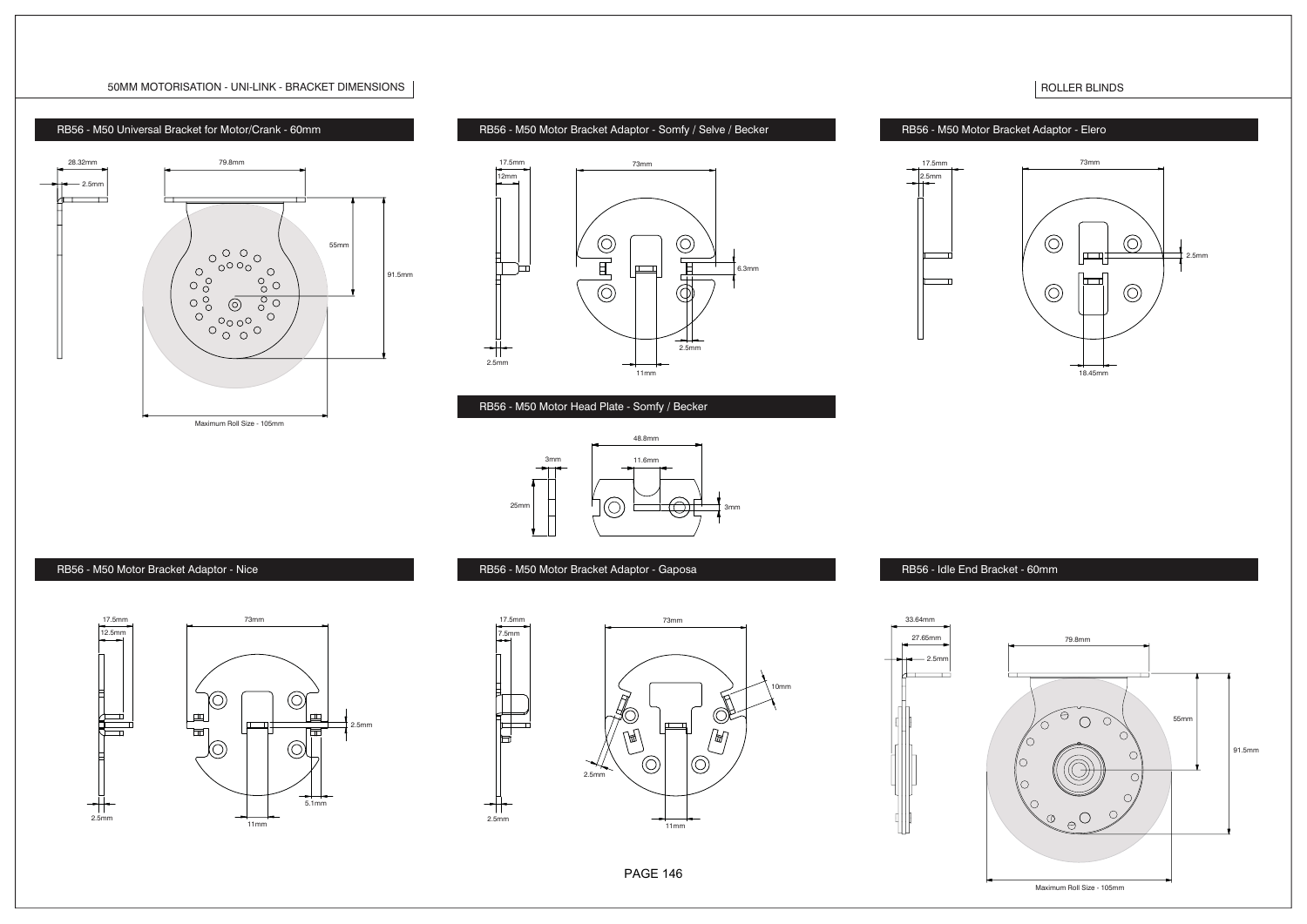50MM MOTORISATION - UNI-LINK - BRACKET DIMENSIONS

ROLLER BLINDS

## RB56 - M50 Universal Bracket for Motor/Crank - 60mm

28.32mm
2.5mm
79.8mm
55mm
91.5mm
Maximum Roll Size - 105mm

## RB56 - M50 Motor Bracket Adaptor - Somfy / Selve / Becker

17.5mm
12mm
73mm
6.3mm
2.5mm
2.5mm
11mm

## RB56 - M50 Motor Head Plate - Somfy / Becker

48.8mm
3mm
11.6mm
25mm
3mm

## RB56 - M50 Motor Bracket Adaptor - Elero

17.5mm
2.5mm
73mm
2.5mm
18.45mm

## RB56 - M50 Motor Bracket Adaptor - Nice

17.5mm
12.5mm
73mm
2.5mm
2.5mm
5.1mm
11mm

## RB56 - M50 Motor Bracket Adaptor - Gaposa

17.5mm
7.5mm
73mm
10mm
2.5mm
2.5mm
11mm

## RB56 - Idle End Bracket - 60mm

33.64mm
27.65mm
2.5mm
79.8mm
55mm
91.5mm
Maximum Roll Size - 105mm